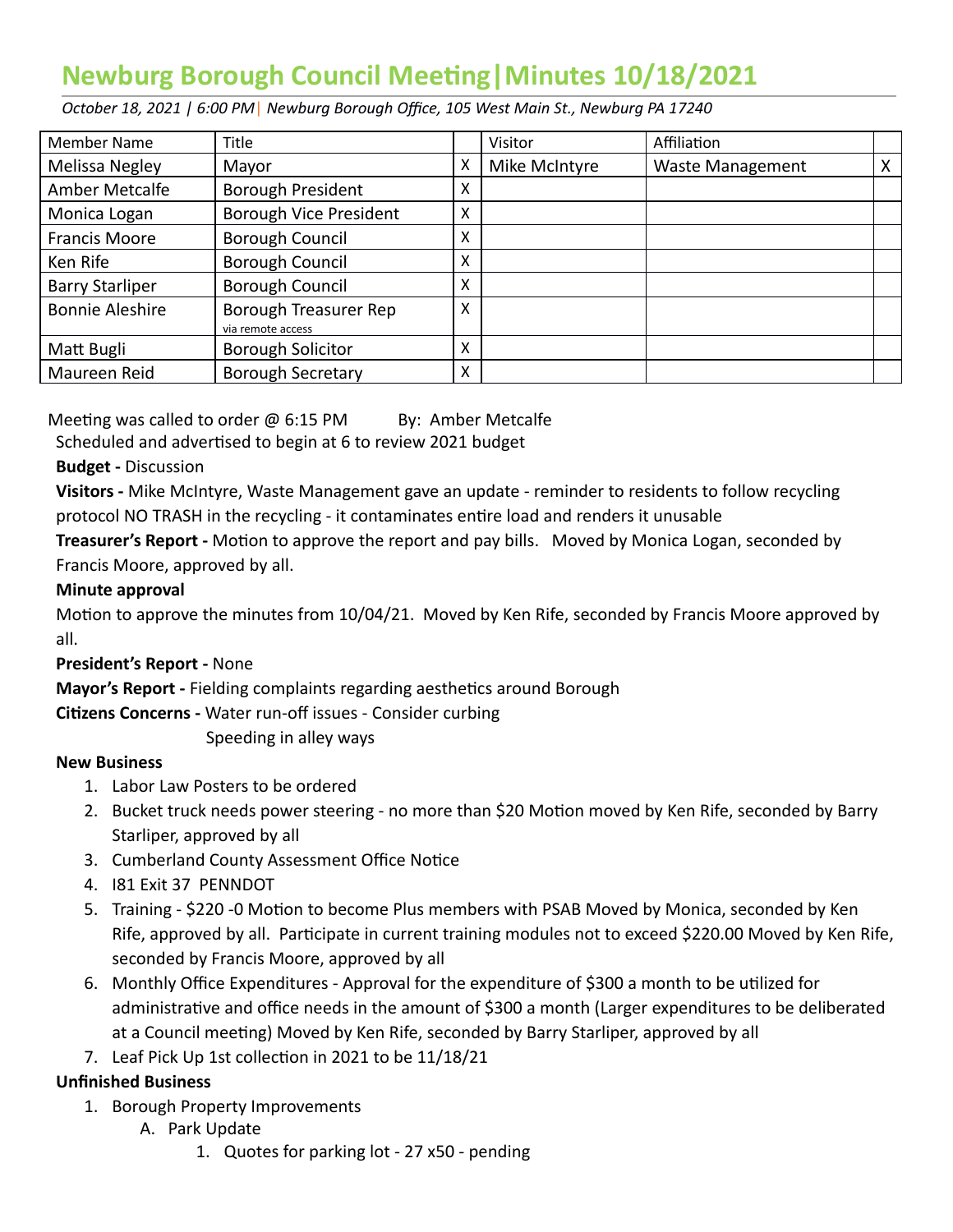# Newburg Borough Council Meeting|Minutes 10/18/2021

*October 18, 2021 | 6:00 PM| Newburg Borough Office, 105 West Main St., Newburg PA 17240*

| Member Name | Title | | Visitor | Affiliation | |
|---|---|---|---|---|---|
| Melissa Negley | Mayor | X | Mike McIntyre | Waste Management | X |
| Amber Metcalfe | Borough President | X | | | |
| Monica Logan | Borough Vice President | X | | | |
| Francis Moore | Borough Council | X | | | |
| Ken Rife | Borough Council | X | | | |
| Barry Starliper | Borough Council | X | | | |
| Bonnie Aleshire | Borough Treasurer Rep via remote access | X | | | |
| Matt Bugli | Borough Solicitor | X | | | |
| Maureen Reid | Borough Secretary | X | | | |

Meeting was called to order @ 6:15 PM By: Amber Metcalfe

Scheduled and advertised to begin at 6 to review 2021 budget

**Budget -** Discussion

**Visitors -** Mike McIntyre, Waste Management gave an update - reminder to residents to follow recycling protocol NO TRASH in the recycling - it contaminates entire load and renders it unusable

**Treasurer's Report -** Motion to approve the report and pay bills. Moved by Monica Logan, seconded by Francis Moore, approved by all.

**Minute approval**

Motion to approve the minutes from 10/04/21. Moved by Ken Rife, seconded by Francis Moore approved by all.

**President's Report -** None

**Mayor's Report -** Fielding complaints regarding aesthetics around Borough

**Citizens Concerns -** Water run-off issues - Consider curbing

Speeding in alley ways

**New Business**

1. Labor Law Posters to be ordered
2. Bucket truck needs power steering - no more than $20 Motion moved by Ken Rife, seconded by Barry Starliper, approved by all
3. Cumberland County Assessment Office Notice
4. I81 Exit 37 PENNDOT
5. Training - $220 -0 Motion to become Plus members with PSAB Moved by Monica, seconded by Ken Rife, approved by all. Participate in current training modules not to exceed $220.00 Moved by Ken Rife, seconded by Francis Moore, approved by all
6. Monthly Office Expenditures - Approval for the expenditure of $300 a month to be utilized for administrative and office needs in the amount of $300 a month (Larger expenditures to be deliberated at a Council meeting) Moved by Ken Rife, seconded by Barry Starliper, approved by all
7. Leaf Pick Up 1st collection in 2021 to be 11/18/21

**Unfinished Business**

1. Borough Property Improvements
   A. Park Update
      1. Quotes for parking lot - 27 x50 - pending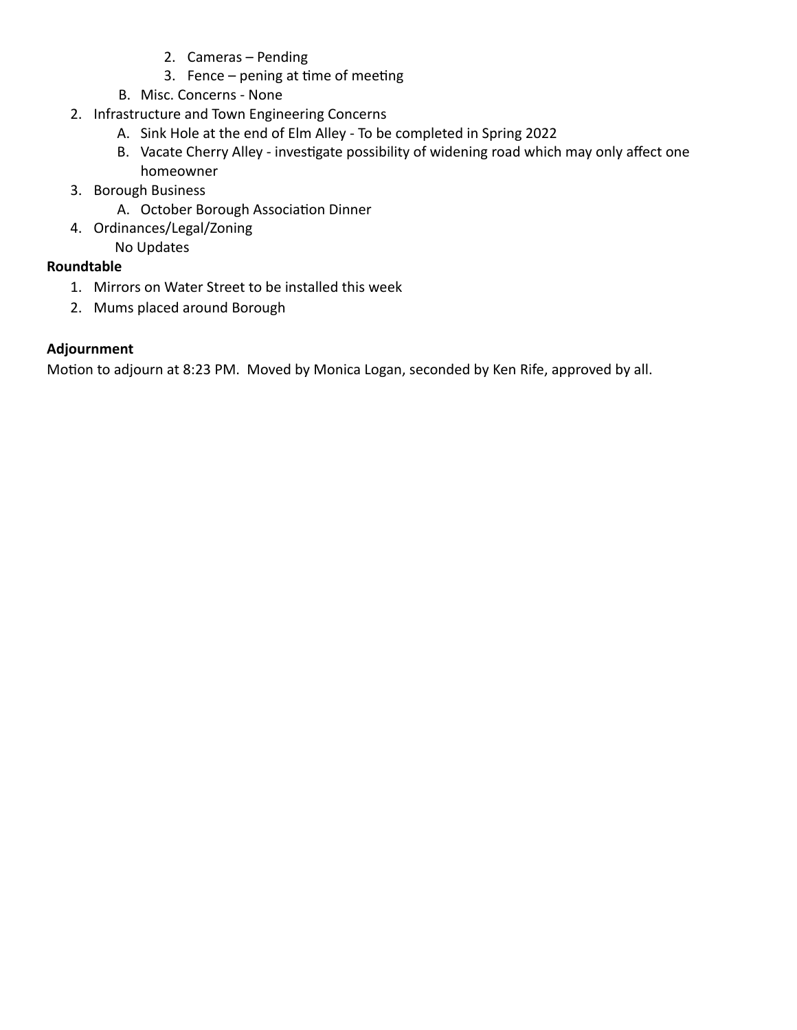2. Cameras – Pending
   3. Fence – pening at time of meeting
  B. Misc. Concerns - None
2. Infrastructure and Town Engineering Concerns
   A. Sink Hole at the end of Elm Alley - To be completed in Spring 2022
   B. Vacate Cherry Alley - investigate possibility of widening road which may only affect one homeowner
3. Borough Business
   A. October Borough Association Dinner
4. Ordinances/Legal/Zoning
   No Updates

**Roundtable**

1. Mirrors on Water Street to be installed this week
2. Mums placed around Borough

**Adjournment**

Motion to adjourn at 8:23 PM. Moved by Monica Logan, seconded by Ken Rife, approved by all.